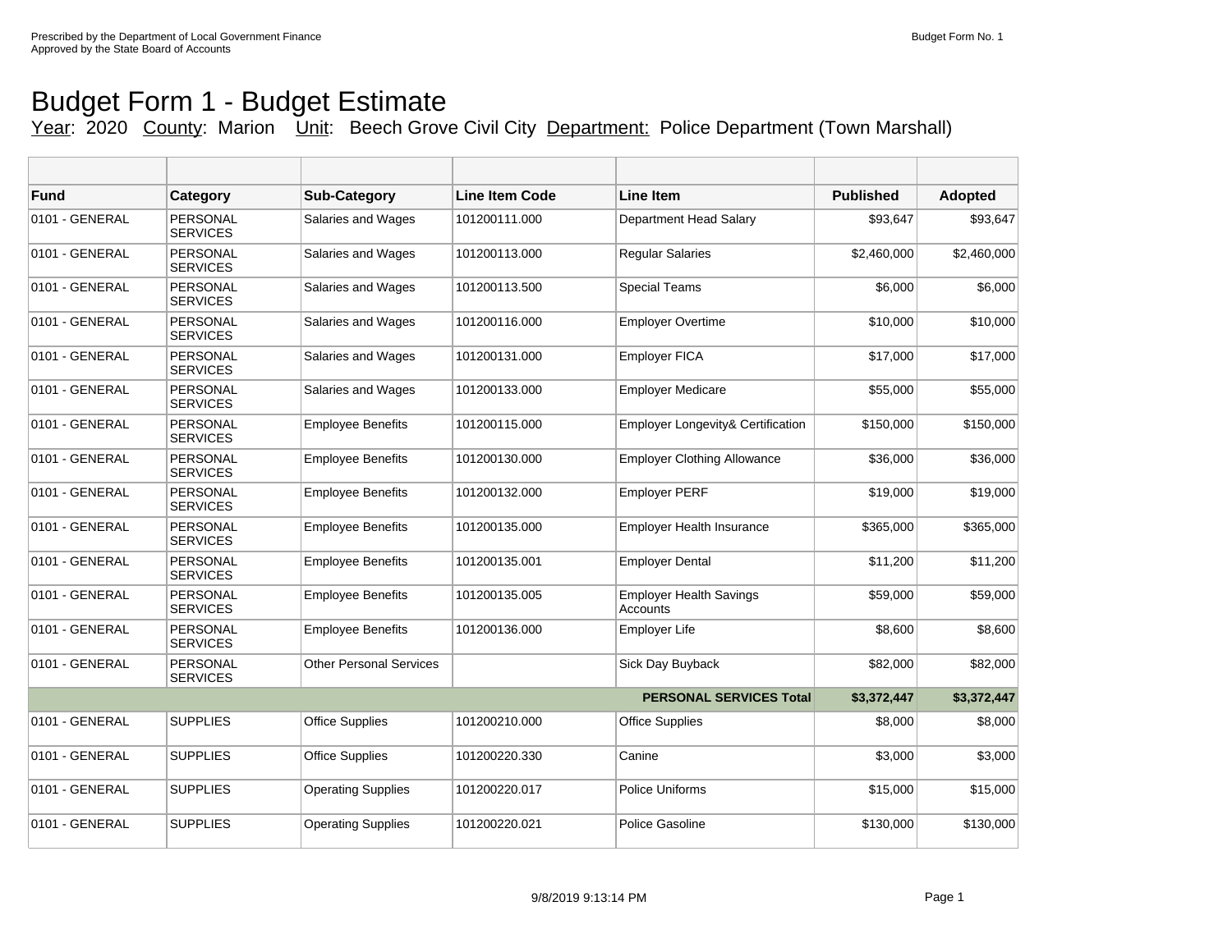Prescribed by the Department of Local Government Finance
Approved by the State Board of Accounts

Budget Form No. 1

# Budget Form 1 - Budget Estimate

Year: 2020 County: Marion Unit: Beech Grove Civil City Department: Police Department (Town Marshall)

| Fund | Category | Sub-Category | Line Item Code | Line Item | Published | Adopted |
|---|---|---|---|---|---|---|
| 0101 - GENERAL | PERSONAL SERVICES | Salaries and Wages | 101200111.000 | Department Head Salary | $93,647 | $93,647 |
| 0101 - GENERAL | PERSONAL SERVICES | Salaries and Wages | 101200113.000 | Regular Salaries | $2,460,000 | $2,460,000 |
| 0101 - GENERAL | PERSONAL SERVICES | Salaries and Wages | 101200113.500 | Special Teams | $6,000 | $6,000 |
| 0101 - GENERAL | PERSONAL SERVICES | Salaries and Wages | 101200116.000 | Employer Overtime | $10,000 | $10,000 |
| 0101 - GENERAL | PERSONAL SERVICES | Salaries and Wages | 101200131.000 | Employer FICA | $17,000 | $17,000 |
| 0101 - GENERAL | PERSONAL SERVICES | Salaries and Wages | 101200133.000 | Employer Medicare | $55,000 | $55,000 |
| 0101 - GENERAL | PERSONAL SERVICES | Employee Benefits | 101200115.000 | Employer Longevity& Certification | $150,000 | $150,000 |
| 0101 - GENERAL | PERSONAL SERVICES | Employee Benefits | 101200130.000 | Employer Clothing Allowance | $36,000 | $36,000 |
| 0101 - GENERAL | PERSONAL SERVICES | Employee Benefits | 101200132.000 | Employer PERF | $19,000 | $19,000 |
| 0101 - GENERAL | PERSONAL SERVICES | Employee Benefits | 101200135.000 | Employer Health Insurance | $365,000 | $365,000 |
| 0101 - GENERAL | PERSONAL SERVICES | Employee Benefits | 101200135.001 | Employer Dental | $11,200 | $11,200 |
| 0101 - GENERAL | PERSONAL SERVICES | Employee Benefits | 101200135.005 | Employer Health Savings Accounts | $59,000 | $59,000 |
| 0101 - GENERAL | PERSONAL SERVICES | Employee Benefits | 101200136.000 | Employer Life | $8,600 | $8,600 |
| 0101 - GENERAL | PERSONAL SERVICES | Other Personal Services | | Sick Day Buyback | $82,000 | $82,000 |
| | | | | **PERSONAL SERVICES Total** | **$3,372,447** | **$3,372,447** |
| 0101 - GENERAL | SUPPLIES | Office Supplies | 101200210.000 | Office Supplies | $8,000 | $8,000 |
| 0101 - GENERAL | SUPPLIES | Office Supplies | 101200220.330 | Canine | $3,000 | $3,000 |
| 0101 - GENERAL | SUPPLIES | Operating Supplies | 101200220.017 | Police Uniforms | $15,000 | $15,000 |
| 0101 - GENERAL | SUPPLIES | Operating Supplies | 101200220.021 | Police Gasoline | $130,000 | $130,000 |

9/8/2019 9:13:14 PM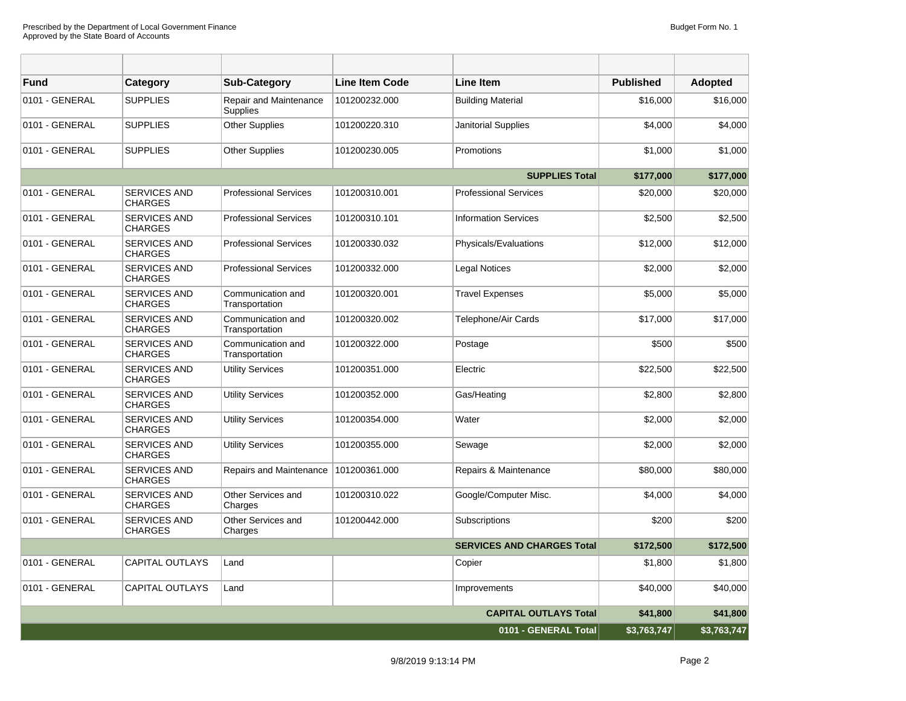| Fund | Category | Sub-Category | Line Item Code | Line Item | Published | Adopted |
|---|---|---|---|---|---|---|
| 0101 - GENERAL | SUPPLIES | Repair and Maintenance Supplies | 101200232.000 | Building Material | $16,000 | $16,000 |
| 0101 - GENERAL | SUPPLIES | Other Supplies | 101200220.310 | Janitorial Supplies | $4,000 | $4,000 |
| 0101 - GENERAL | SUPPLIES | Other Supplies | 101200230.005 | Promotions | $1,000 | $1,000 |
| | | | | **SUPPLIES Total** | **$177,000** | **$177,000** |
| 0101 - GENERAL | SERVICES AND CHARGES | Professional Services | 101200310.001 | Professional Services | $20,000 | $20,000 |
| 0101 - GENERAL | SERVICES AND CHARGES | Professional Services | 101200310.101 | Information Services | $2,500 | $2,500 |
| 0101 - GENERAL | SERVICES AND CHARGES | Professional Services | 101200330.032 | Physicals/Evaluations | $12,000 | $12,000 |
| 0101 - GENERAL | SERVICES AND CHARGES | Professional Services | 101200332.000 | Legal Notices | $2,000 | $2,000 |
| 0101 - GENERAL | SERVICES AND CHARGES | Communication and Transportation | 101200320.001 | Travel Expenses | $5,000 | $5,000 |
| 0101 - GENERAL | SERVICES AND CHARGES | Communication and Transportation | 101200320.002 | Telephone/Air Cards | $17,000 | $17,000 |
| 0101 - GENERAL | SERVICES AND CHARGES | Communication and Transportation | 101200322.000 | Postage | $500 | $500 |
| 0101 - GENERAL | SERVICES AND CHARGES | Utility Services | 101200351.000 | Electric | $22,500 | $22,500 |
| 0101 - GENERAL | SERVICES AND CHARGES | Utility Services | 101200352.000 | Gas/Heating | $2,800 | $2,800 |
| 0101 - GENERAL | SERVICES AND CHARGES | Utility Services | 101200354.000 | Water | $2,000 | $2,000 |
| 0101 - GENERAL | SERVICES AND CHARGES | Utility Services | 101200355.000 | Sewage | $2,000 | $2,000 |
| 0101 - GENERAL | SERVICES AND CHARGES | Repairs and Maintenance | 101200361.000 | Repairs & Maintenance | $80,000 | $80,000 |
| 0101 - GENERAL | SERVICES AND CHARGES | Other Services and Charges | 101200310.022 | Google/Computer Misc. | $4,000 | $4,000 |
| 0101 - GENERAL | SERVICES AND CHARGES | Other Services and Charges | 101200442.000 | Subscriptions | $200 | $200 |
| | | | | **SERVICES AND CHARGES Total** | **$172,500** | **$172,500** |
| 0101 - GENERAL | CAPITAL OUTLAYS | Land | | Copier | $1,800 | $1,800 |
| 0101 - GENERAL | CAPITAL OUTLAYS | Land | | Improvements | $40,000 | $40,000 |
| | | | | **CAPITAL OUTLAYS Total** | **$41,800** | **$41,800** |
| | | | | **0101 - GENERAL Total** | **$3,763,747** | **$3,763,747** |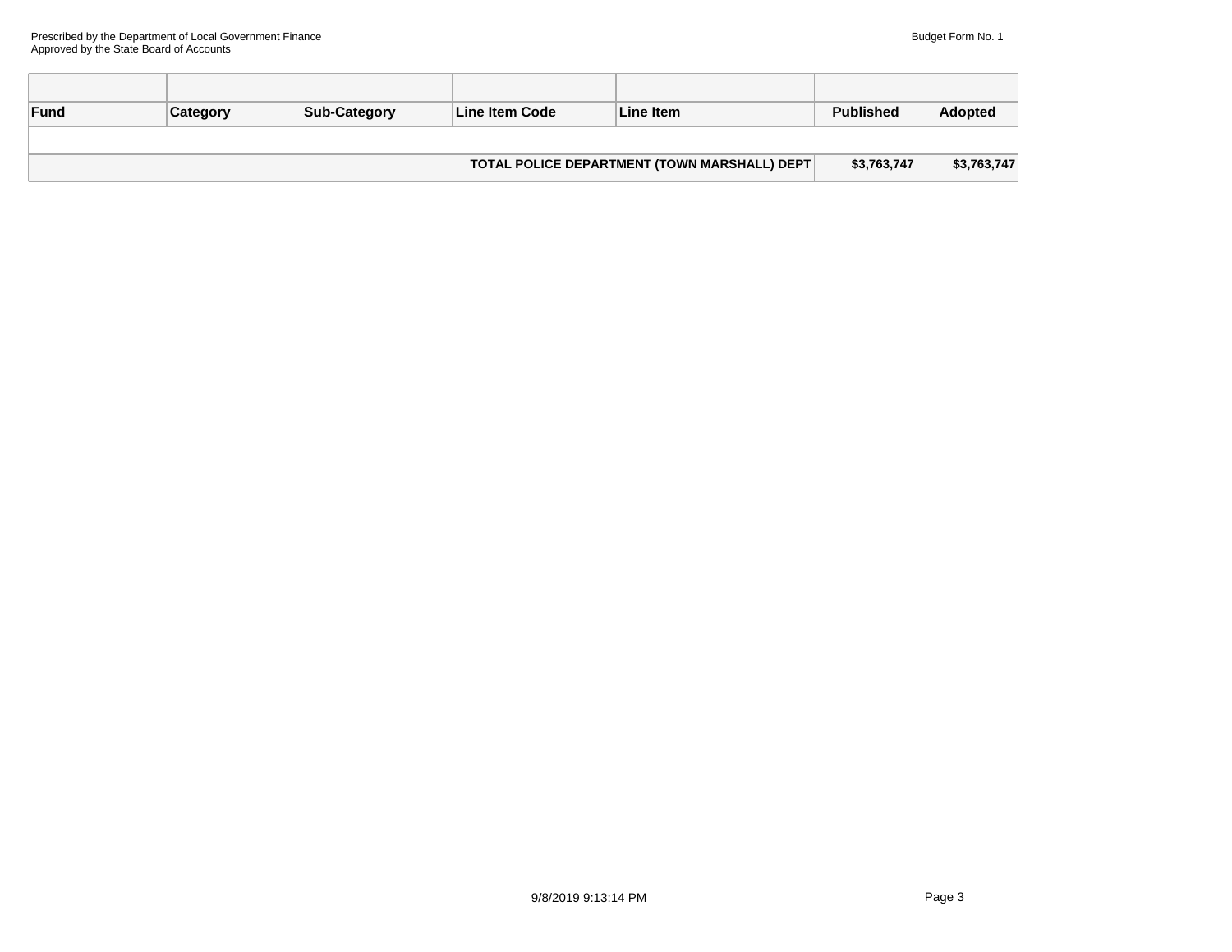| | | | | | | |
|---|---|---|---|---|---|---|
| Fund | Category | Sub-Category | Line Item Code | Line Item | Published | Adopted |
| | | | | | | |
| | | | | TOTAL POLICE DEPARTMENT (TOWN MARSHALL) DEPT | $3,763,747 | $3,763,747 |

9/8/2019 9:13:14 PM